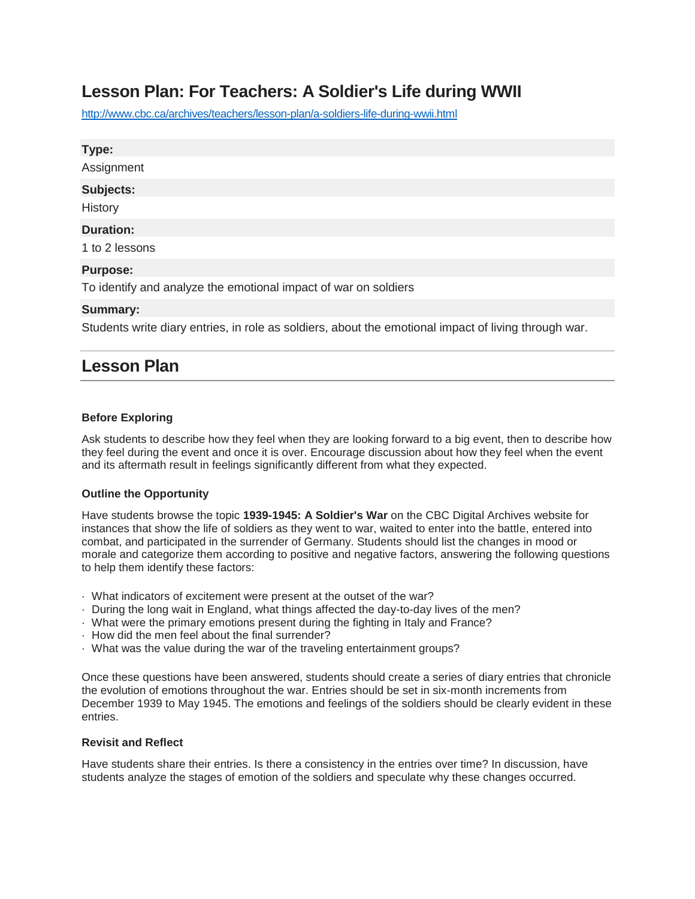# Lesson Plan: For Teachers: A Soldier's Life during WWII

http://www.cbc.ca/archives/teachers/lesson-plan/a-soldiers-life-during-wwii.html

**Type:**

Assignment

**Subjects:**

History

**Duration:**

1 to 2 lessons

**Purpose:**

To identify and analyze the emotional impact of war on soldiers

**Summary:**

Students write diary entries, in role as soldiers, about the emotional impact of living through war.

## Lesson Plan

### Before Exploring

Ask students to describe how they feel when they are looking forward to a big event, then to describe how they feel during the event and once it is over. Encourage discussion about how they feel when the event and its aftermath result in feelings significantly different from what they expected.

### Outline the Opportunity

Have students browse the topic **1939-1945: A Soldier's War** on the CBC Digital Archives website for instances that show the life of soldiers as they went to war, waited to enter into the battle, entered into combat, and participated in the surrender of Germany. Students should list the changes in mood or morale and categorize them according to positive and negative factors, answering the following questions to help them identify these factors:

- What indicators of excitement were present at the outset of the war?
- During the long wait in England, what things affected the day-to-day lives of the men?
- What were the primary emotions present during the fighting in Italy and France?
- How did the men feel about the final surrender?
- What was the value during the war of the traveling entertainment groups?

Once these questions have been answered, students should create a series of diary entries that chronicle the evolution of emotions throughout the war. Entries should be set in six-month increments from December 1939 to May 1945. The emotions and feelings of the soldiers should be clearly evident in these entries.

### Revisit and Reflect

Have students share their entries. Is there a consistency in the entries over time? In discussion, have students analyze the stages of emotion of the soldiers and speculate why these changes occurred.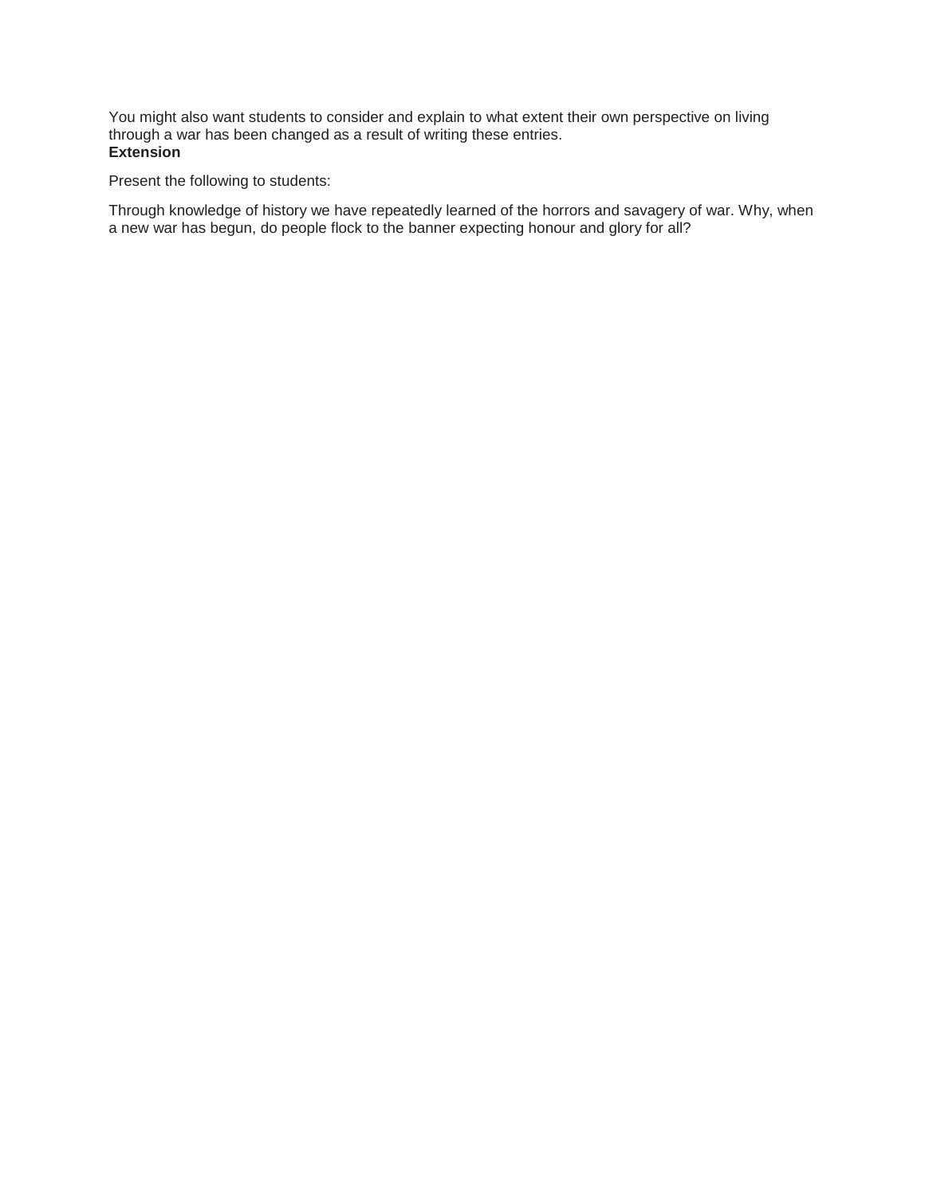You might also want students to consider and explain to what extent their own perspective on living through a war has been changed as a result of writing these entries.

**Extension**

Present the following to students:

Through knowledge of history we have repeatedly learned of the horrors and savagery of war. Why, when a new war has begun, do people flock to the banner expecting honour and glory for all?